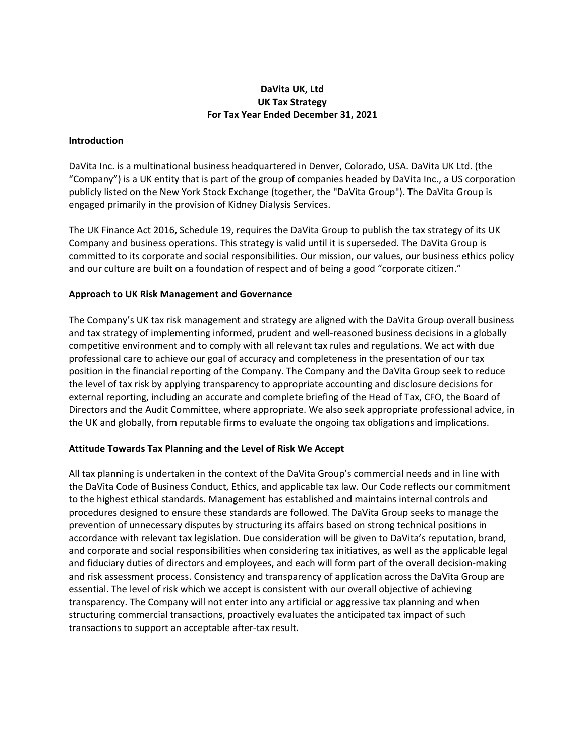**DaVita UK, Ltd**
**UK Tax Strategy**
**For Tax Year Ended December 31, 2021**

## Introduction

DaVita Inc. is a multinational business headquartered in Denver, Colorado, USA. DaVita UK Ltd. (the "Company") is a UK entity that is part of the group of companies headed by DaVita Inc., a US corporation publicly listed on the New York Stock Exchange (together, the "DaVita Group"). The DaVita Group is engaged primarily in the provision of Kidney Dialysis Services.

The UK Finance Act 2016, Schedule 19, requires the DaVita Group to publish the tax strategy of its UK Company and business operations. This strategy is valid until it is superseded. The DaVita Group is committed to its corporate and social responsibilities. Our mission, our values, our business ethics policy and our culture are built on a foundation of respect and of being a good "corporate citizen."

## Approach to UK Risk Management and Governance

The Company's UK tax risk management and strategy are aligned with the DaVita Group overall business and tax strategy of implementing informed, prudent and well-reasoned business decisions in a globally competitive environment and to comply with all relevant tax rules and regulations. We act with due professional care to achieve our goal of accuracy and completeness in the presentation of our tax position in the financial reporting of the Company. The Company and the DaVita Group seek to reduce the level of tax risk by applying transparency to appropriate accounting and disclosure decisions for external reporting, including an accurate and complete briefing of the Head of Tax, CFO, the Board of Directors and the Audit Committee, where appropriate. We also seek appropriate professional advice, in the UK and globally, from reputable firms to evaluate the ongoing tax obligations and implications.

## Attitude Towards Tax Planning and the Level of Risk We Accept

All tax planning is undertaken in the context of the DaVita Group's commercial needs and in line with the DaVita Code of Business Conduct, Ethics, and applicable tax law. Our Code reflects our commitment to the highest ethical standards. Management has established and maintains internal controls and procedures designed to ensure these standards are followed. The DaVita Group seeks to manage the prevention of unnecessary disputes by structuring its affairs based on strong technical positions in accordance with relevant tax legislation. Due consideration will be given to DaVita's reputation, brand, and corporate and social responsibilities when considering tax initiatives, as well as the applicable legal and fiduciary duties of directors and employees, and each will form part of the overall decision-making and risk assessment process. Consistency and transparency of application across the DaVita Group are essential. The level of risk which we accept is consistent with our overall objective of achieving transparency. The Company will not enter into any artificial or aggressive tax planning and when structuring commercial transactions, proactively evaluates the anticipated tax impact of such transactions to support an acceptable after-tax result.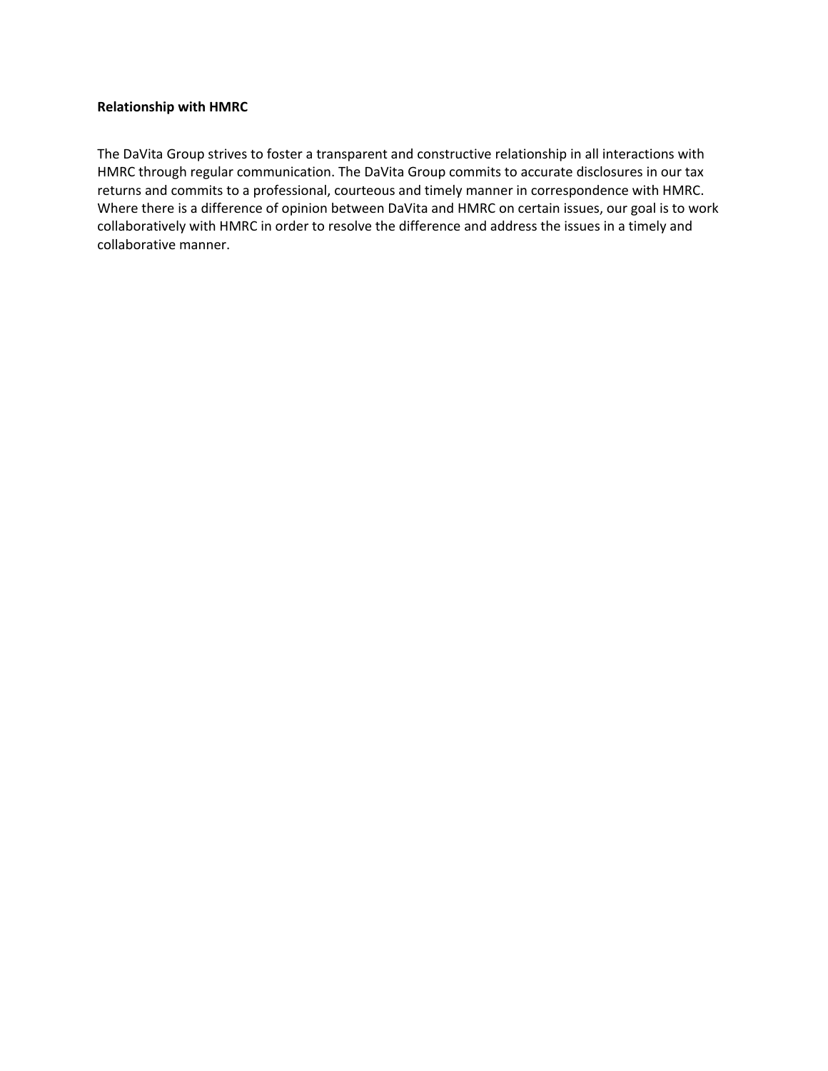**Relationship with HMRC**

The DaVita Group strives to foster a transparent and constructive relationship in all interactions with HMRC through regular communication. The DaVita Group commits to accurate disclosures in our tax returns and commits to a professional, courteous and timely manner in correspondence with HMRC. Where there is a difference of opinion between DaVita and HMRC on certain issues, our goal is to work collaboratively with HMRC in order to resolve the difference and address the issues in a timely and collaborative manner.